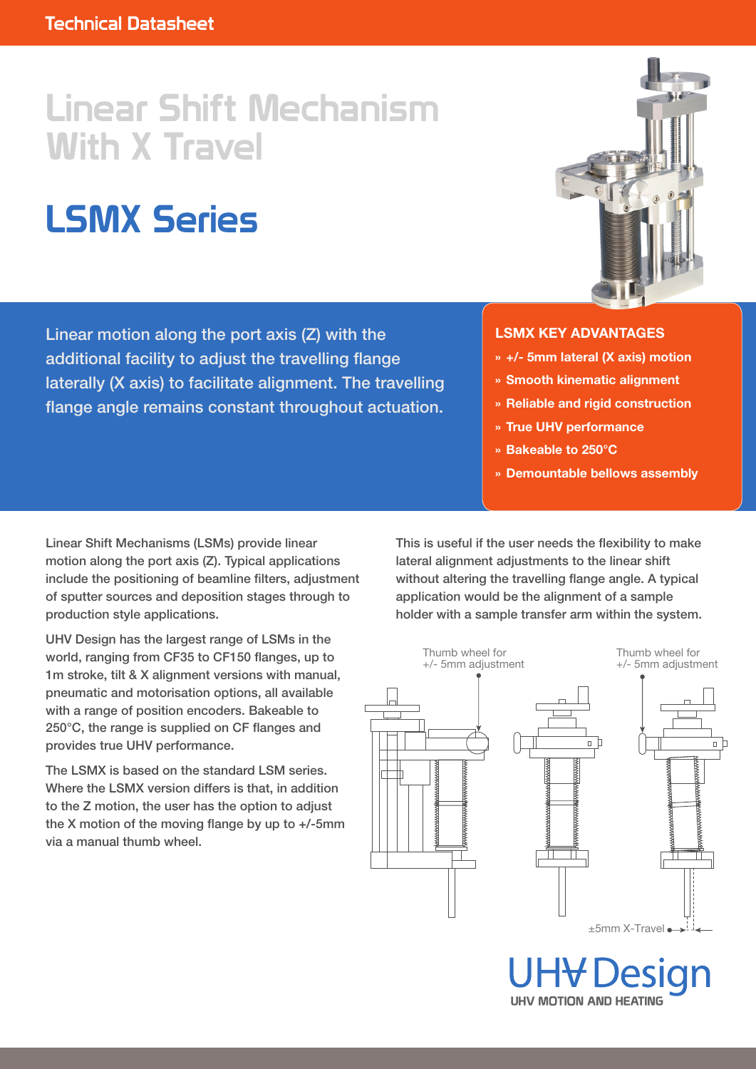Technical Datasheet

# Linear Shift Mechanism With X Travel

# LSMX Series

Linear motion along the port axis (Z) with the additional facility to adjust the travelling flange laterally (X axis) to facilitate alignment. The travelling flange angle remains constant throughout actuation.

### LSMX KEY ADVANTAGES

- **+/- 5mm lateral (X axis) motion**
- **Smooth kinematic alignment**
- **Reliable and rigid construction**
- **True UHV performance**
- **Bakeable to 250°C**
- **Demountable bellows assembly**

Linear Shift Mechanisms (LSMs) provide linear motion along the port axis (Z). Typical applications include the positioning of beamline filters, adjustment of sputter sources and deposition stages through to production style applications.

UHV Design has the largest range of LSMs in the world, ranging from CF35 to CF150 flanges, up to 1m stroke, tilt & X alignment versions with manual, pneumatic and motorisation options, all available with a range of position encoders. Bakeable to 250°C, the range is supplied on CF flanges and provides true UHV performance.

The LSMX is based on the standard LSM series. Where the LSMX version differs is that, in addition to the Z motion, the user has the option to adjust the X motion of the moving flange by up to +/-5mm via a manual thumb wheel.

This is useful if the user needs the flexibility to make lateral alignment adjustments to the linear shift without altering the travelling flange angle. A typical application would be the alignment of a sample holder with a sample transfer arm within the system.

Thumb wheel for +/- 5mm adjustment

Thumb wheel for +/- 5mm adjustment

±5mm X-Travel

UHV Design
UHV MOTION AND HEATING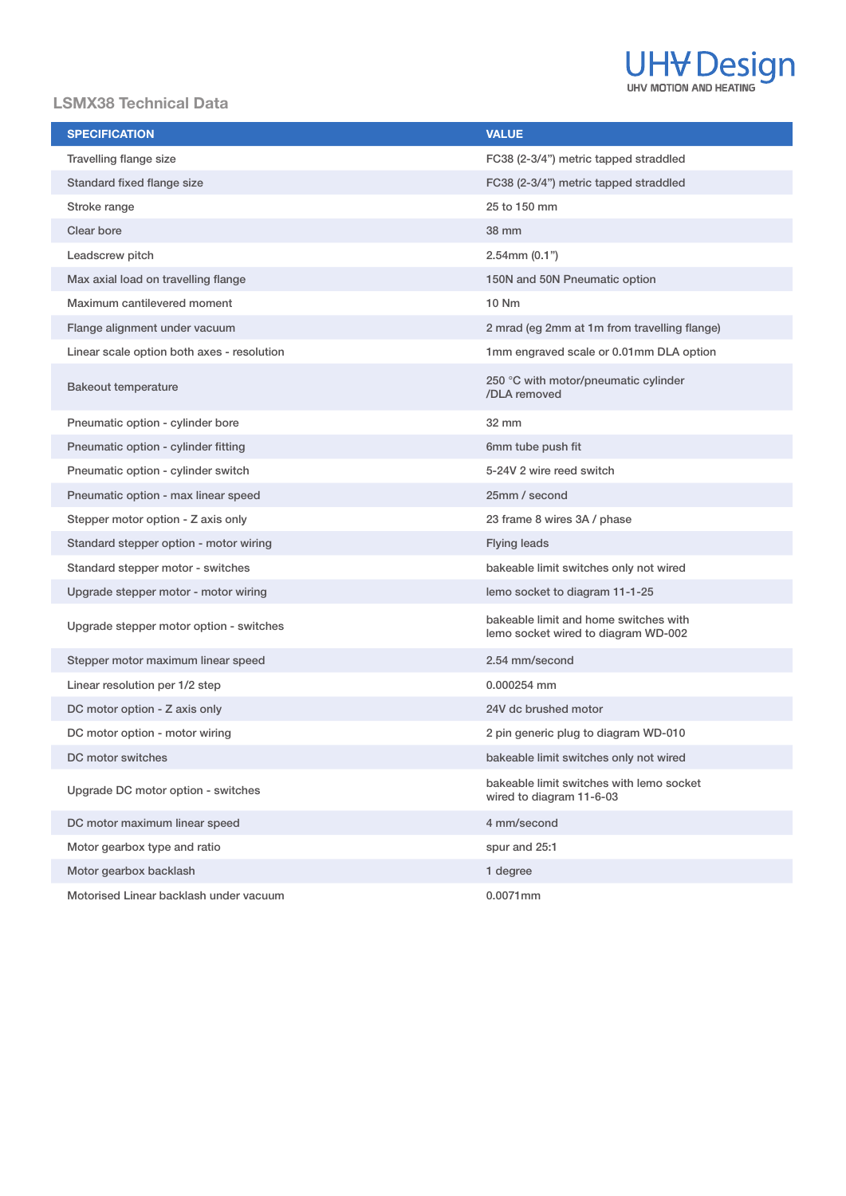## LSMX38 Technical Data

| SPECIFICATION | VALUE |
|---|---|
| Travelling flange size | FC38 (2-3/4") metric tapped straddled |
| Standard fixed flange size | FC38 (2-3/4") metric tapped straddled |
| Stroke range | 25 to 150 mm |
| Clear bore | 38 mm |
| Leadscrew pitch | 2.54mm (0.1") |
| Max axial load on travelling flange | 150N and 50N Pneumatic option |
| Maximum cantilevered moment | 10 Nm |
| Flange alignment under vacuum | 2 mrad (eg 2mm at 1m from travelling flange) |
| Linear scale option both axes - resolution | 1mm engraved scale or 0.01mm DLA option |
| Bakeout temperature | 250 °C with motor/pneumatic cylinder /DLA removed |
| Pneumatic option - cylinder bore | 32 mm |
| Pneumatic option - cylinder fitting | 6mm tube push fit |
| Pneumatic option - cylinder switch | 5-24V 2 wire reed switch |
| Pneumatic option - max linear speed | 25mm / second |
| Stepper motor option - Z axis only | 23 frame 8 wires 3A / phase |
| Standard stepper option - motor wiring | Flying leads |
| Standard stepper motor - switches | bakeable limit switches only not wired |
| Upgrade stepper motor - motor wiring | lemo socket to diagram 11-1-25 |
| Upgrade stepper motor option - switches | bakeable limit and home switches with lemo socket wired to diagram WD-002 |
| Stepper motor maximum linear speed | 2.54 mm/second |
| Linear resolution per 1/2 step | 0.000254 mm |
| DC motor option - Z axis only | 24V dc brushed motor |
| DC motor option - motor wiring | 2 pin generic plug to diagram WD-010 |
| DC motor switches | bakeable limit switches only not wired |
| Upgrade DC motor option - switches | bakeable limit switches with lemo socket wired to diagram 11-6-03 |
| DC motor maximum linear speed | 4 mm/second |
| Motor gearbox type and ratio | spur and 25:1 |
| Motor gearbox backlash | 1 degree |
| Motorised Linear backlash under vacuum | 0.0071mm |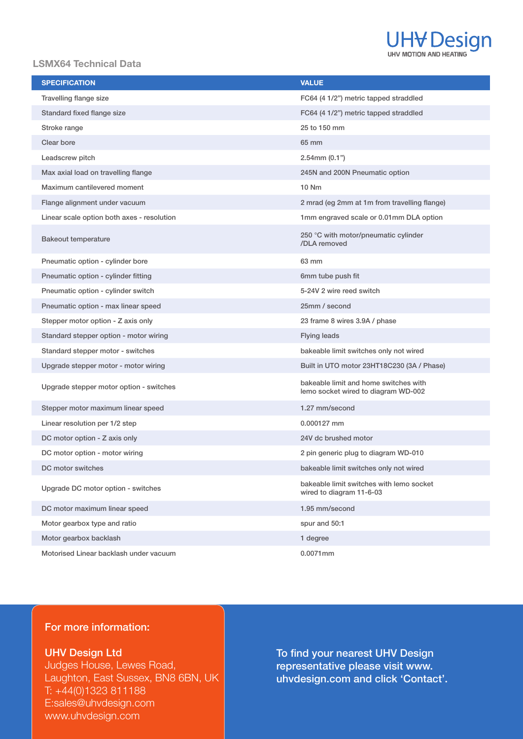UHV Design
UHV MOTION AND HEATING

## LSMX64 Technical Data

| SPECIFICATION | VALUE |
|---|---|
| Travelling flange size | FC64 (4 1/2”) metric tapped straddled |
| Standard fixed flange size | FC64 (4 1/2”) metric tapped straddled |
| Stroke range | 25 to 150 mm |
| Clear bore | 65 mm |
| Leadscrew pitch | 2.54mm (0.1”) |
| Max axial load on travelling flange | 245N and 200N Pneumatic option |
| Maximum cantilevered moment | 10 Nm |
| Flange alignment under vacuum | 2 mrad (eg 2mm at 1m from travelling flange) |
| Linear scale option both axes - resolution | 1mm engraved scale or 0.01mm DLA option |
| Bakeout temperature | 250 °C with motor/pneumatic cylinder /DLA removed |
| Pneumatic option - cylinder bore | 63 mm |
| Pneumatic option - cylinder fitting | 6mm tube push fit |
| Pneumatic option - cylinder switch | 5-24V 2 wire reed switch |
| Pneumatic option - max linear speed | 25mm / second |
| Stepper motor option - Z axis only | 23 frame 8 wires 3.9A / phase |
| Standard stepper option - motor wiring | Flying leads |
| Standard stepper motor - switches | bakeable limit switches only not wired |
| Upgrade stepper motor - motor wiring | Built in UTO motor 23HT18C230 (3A / Phase) |
| Upgrade stepper motor option - switches | bakeable limit and home switches with lemo socket wired to diagram WD-002 |
| Stepper motor maximum linear speed | 1.27 mm/second |
| Linear resolution per 1/2 step | 0.000127 mm |
| DC motor option - Z axis only | 24V dc brushed motor |
| DC motor option - motor wiring | 2 pin generic plug to diagram WD-010 |
| DC motor switches | bakeable limit switches only not wired |
| Upgrade DC motor option - switches | bakeable limit switches with lemo socket wired to diagram 11-6-03 |
| DC motor maximum linear speed | 1.95 mm/second |
| Motor gearbox type and ratio | spur and 50:1 |
| Motor gearbox backlash | 1 degree |
| Motorised Linear backlash under vacuum | 0.0071mm |

**For more information:**

**UHV Design Ltd**
Judges House, Lewes Road,
Laughton, East Sussex, BN8 6BN, UK
T: +44(0)1323 811188
E:sales@uhvdesign.com
www.uhvdesign.com

To find your nearest UHV Design representative please visit www.uhvdesign.com and click ‘Contact’.